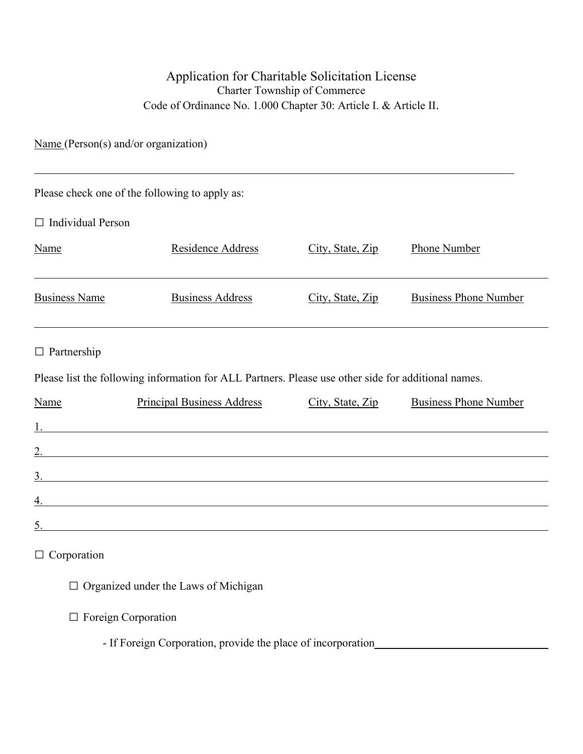# Application for Charitable Solicitation License

Charter Township of Commerce

Code of Ordinance No. 1.000 Chapter 30: Article I. & Article II.

Name (Person(s) and/or organization)

______________________________________________________________________________

Please check one of the following to apply as:

☐ Individual Person

| Name | Residence Address | City, State, Zip | Phone Number |
|---|---|---|---|
| | | | |

| Business Name | Business Address | City, State, Zip | Business Phone Number |
|---|---|---|---|
| | | | |

☐ Partnership

Please list the following information for ALL Partners. Please use other side for additional names.

| Name | Principal Business Address | City, State, Zip | Business Phone Number |
|---|---|---|---|
| 1. | | | |
| 2. | | | |
| 3. | | | |
| 4. | | | |
| 5. | | | |

☐ Corporation

- ☐ Organized under the Laws of Michigan
- ☐ Foreign Corporation
  - If Foreign Corporation, provide the place of incorporation________________________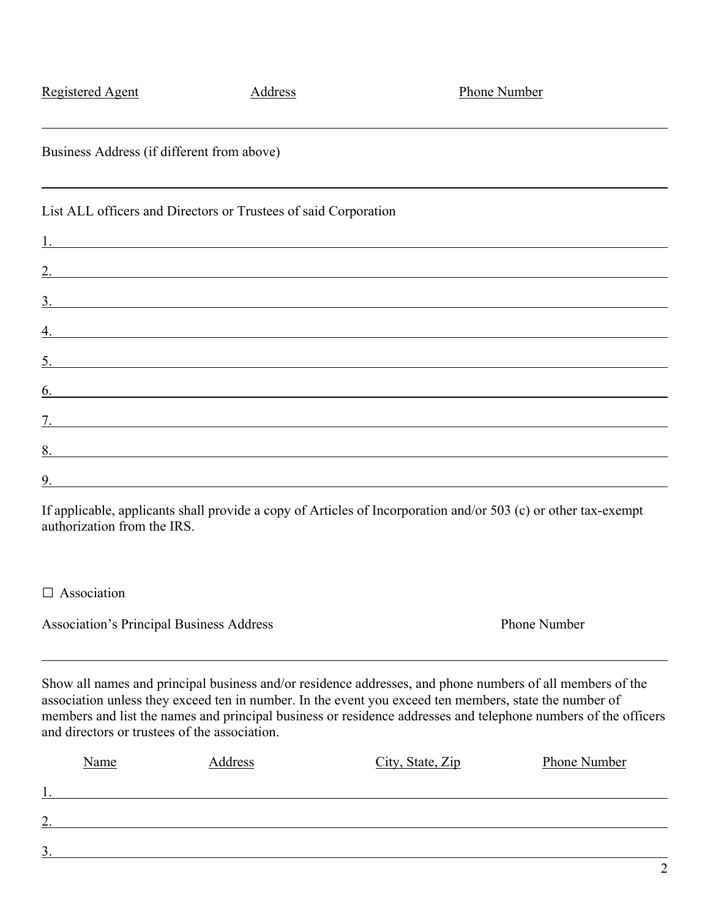Registered Agent | Address | Phone Number

---

Business Address (if different from above)

---

List ALL officers and Directors or Trustees of said Corporation

1. ______________________________________________
2. ______________________________________________
3. ______________________________________________
4. ______________________________________________
5. ______________________________________________
6. ______________________________________________
7. ______________________________________________
8. ______________________________________________
9. ______________________________________________

If applicable, applicants shall provide a copy of Articles of Incorporation and/or 503 (c) or other tax-exempt authorization from the IRS.

☐ Association

Association's Principal Business Address                                        Phone Number

---

Show all names and principal business and/or residence addresses, and phone numbers of all members of the association unless they exceed ten in number. In the event you exceed ten members, state the number of members and list the names and principal business or residence addresses and telephone numbers of the officers and directors or trustees of the association.

| | Name | Address | City, State, Zip | Phone Number |
|---|---|---|---|---|
| 1. | | | | |
| 2. | | | | |
| 3. | | | | |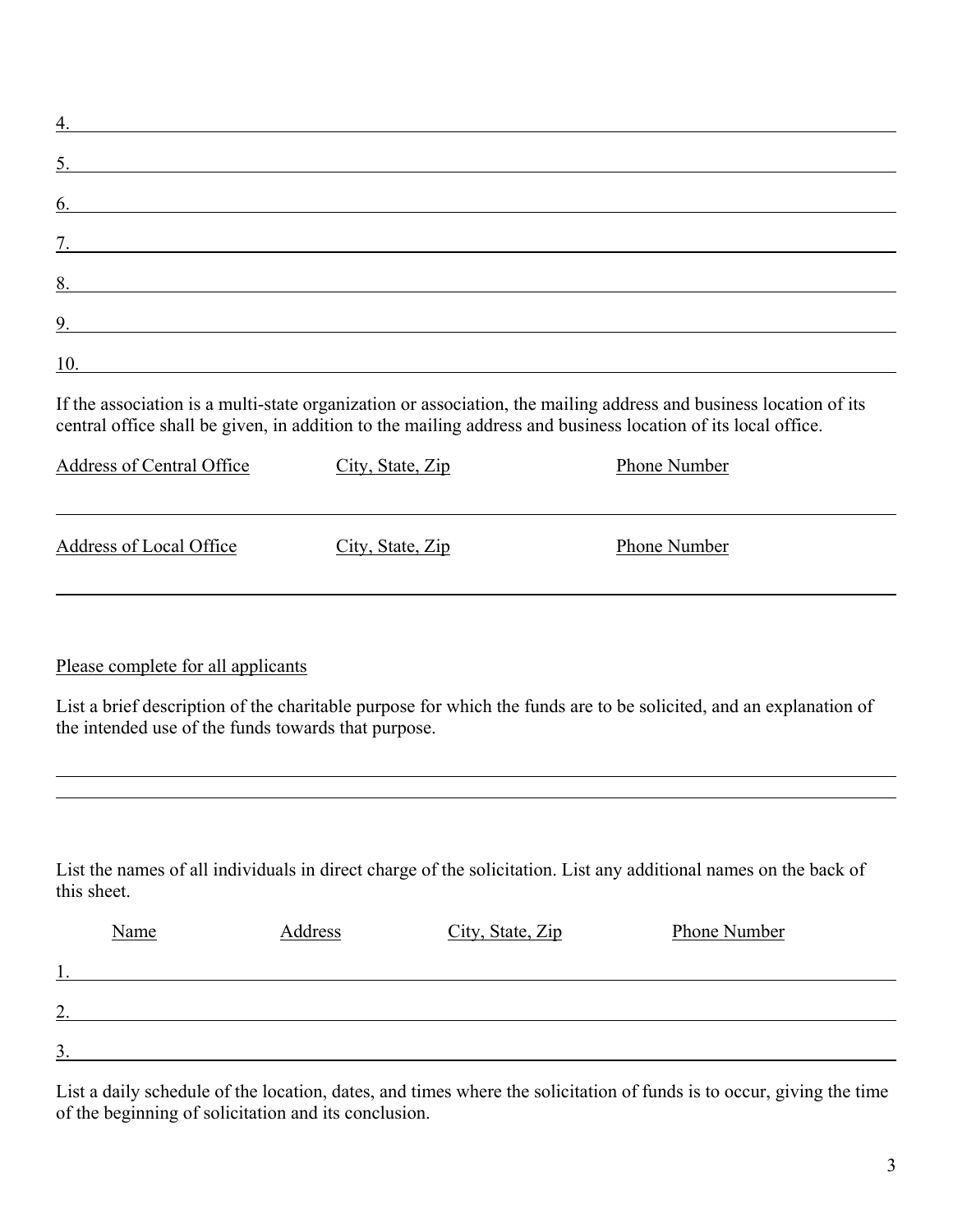4. ______________________________________________________________________

5. ______________________________________________________________________

6. ______________________________________________________________________

7. ______________________________________________________________________

8. ______________________________________________________________________

9. ______________________________________________________________________

10. _____________________________________________________________________

If the association is a multi-state organization or association, the mailing address and business location of its central office shall be given, in addition to the mailing address and business location of its local office.

| Address of Central Office | City, State, Zip | Phone Number |
|---|---|---|
| | | |

| Address of Local Office | City, State, Zip | Phone Number |
|---|---|---|
| | | |

Please complete for all applicants

List a brief description of the charitable purpose for which the funds are to be solicited, and an explanation of the intended use of the funds towards that purpose.

_________________________________________________________________________

_________________________________________________________________________

List the names of all individuals in direct charge of the solicitation. List any additional names on the back of this sheet.

| | Name | Address | City, State, Zip | Phone Number |
|---|---|---|---|---|
| 1. | | | | |
| 2. | | | | |
| 3. | | | | |

List a daily schedule of the location, dates, and times where the solicitation of funds is to occur, giving the time of the beginning of solicitation and its conclusion.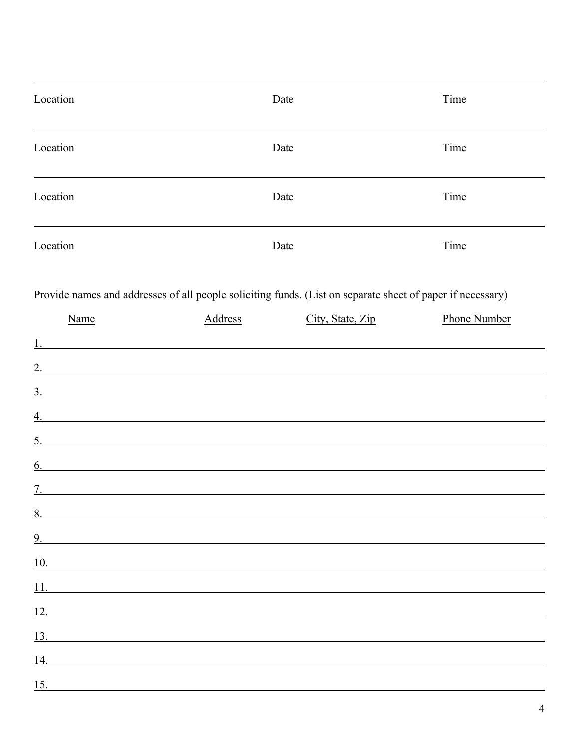| Location | Date | Time |
|---|---|---|
| Location | Date | Time |
| Location | Date | Time |
| Location | Date | Time |

Provide names and addresses of all people soliciting funds. (List on separate sheet of paper if necessary)

| | Name | Address | City, State, Zip | Phone Number |
|---|---|---|---|---|
| 1. | | | | |
| 2. | | | | |
| 3. | | | | |
| 4. | | | | |
| 5. | | | | |
| 6. | | | | |
| 7. | | | | |
| 8. | | | | |
| 9. | | | | |
| 10. | | | | |
| 11. | | | | |
| 12. | | | | |
| 13. | | | | |
| 14. | | | | |
| 15. | | | | |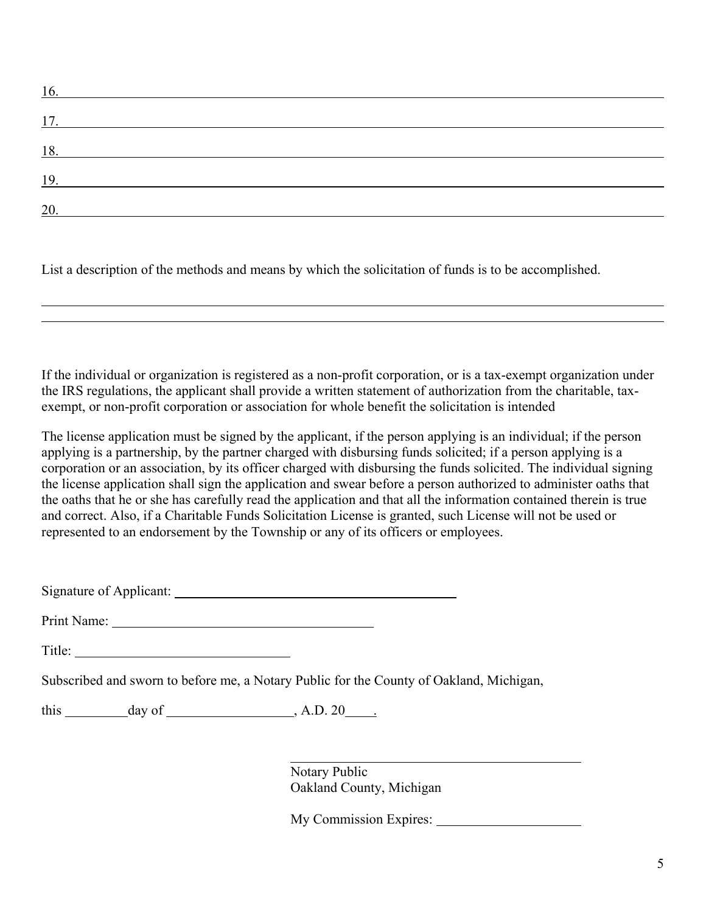16. \_\_\_\_\_\_\_\_\_\_\_\_\_\_\_\_\_\_\_\_\_\_\_\_\_\_\_\_\_\_\_\_\_\_\_\_\_\_\_\_

17. \_\_\_\_\_\_\_\_\_\_\_\_\_\_\_\_\_\_\_\_\_\_\_\_\_\_\_\_\_\_\_\_\_\_\_\_\_\_\_\_

18. \_\_\_\_\_\_\_\_\_\_\_\_\_\_\_\_\_\_\_\_\_\_\_\_\_\_\_\_\_\_\_\_\_\_\_\_\_\_\_\_

19. \_\_\_\_\_\_\_\_\_\_\_\_\_\_\_\_\_\_\_\_\_\_\_\_\_\_\_\_\_\_\_\_\_\_\_\_\_\_\_\_

20. \_\_\_\_\_\_\_\_\_\_\_\_\_\_\_\_\_\_\_\_\_\_\_\_\_\_\_\_\_\_\_\_\_\_\_\_\_\_\_\_

List a description of the methods and means by which the solicitation of funds is to be accomplished.

\_\_\_\_\_\_\_\_\_\_\_\_\_\_\_\_\_\_\_\_\_\_\_\_\_\_\_\_\_\_\_\_\_\_\_\_\_\_\_\_\_\_\_\_\_\_

\_\_\_\_\_\_\_\_\_\_\_\_\_\_\_\_\_\_\_\_\_\_\_\_\_\_\_\_\_\_\_\_\_\_\_\_\_\_\_\_\_\_\_\_\_\_

If the individual or organization is registered as a non-profit corporation, or is a tax-exempt organization under the IRS regulations, the applicant shall provide a written statement of authorization from the charitable, tax-exempt, or non-profit corporation or association for whole benefit the solicitation is intended

The license application must be signed by the applicant, if the person applying is an individual; if the person applying is a partnership, by the partner charged with disbursing funds solicited; if a person applying is a corporation or an association, by its officer charged with disbursing the funds solicited. The individual signing the license application shall sign the application and swear before a person authorized to administer oaths that the oaths that he or she has carefully read the application and that all the information contained therein is true and correct. Also, if a Charitable Funds Solicitation License is granted, such License will not be used or represented to an endorsement by the Township or any of its officers or employees.

Signature of Applicant: \_\_\_\_\_\_\_\_\_\_\_\_\_\_\_\_\_\_\_\_\_\_\_\_\_\_\_\_\_\_\_\_

Print Name: \_\_\_\_\_\_\_\_\_\_\_\_\_\_\_\_\_\_\_\_\_\_\_\_\_\_\_\_\_\_\_\_

Title: \_\_\_\_\_\_\_\_\_\_\_\_\_\_\_\_\_\_\_\_\_\_\_\_

Subscribed and sworn to before me, a Notary Public for the County of Oakland, Michigan,

this \_\_\_\_\_\_\_\_ day of \_\_\_\_\_\_\_\_\_\_\_\_\_\_\_\_, A.D. 20\_\_\_\_.

\_\_\_\_\_\_\_\_\_\_\_\_\_\_\_\_\_\_\_\_\_\_\_\_\_\_\_\_\_\_\_\_\_\_\_\_

Notary Public
Oakland County, Michigan

My Commission Expires: \_\_\_\_\_\_\_\_\_\_\_\_\_\_\_\_\_\_